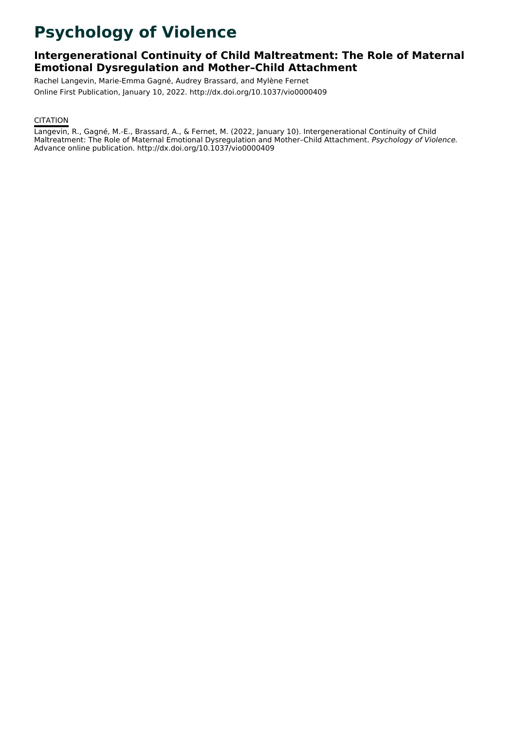# Psychology of Violence

## Intergenerational Continuity of Child Maltreatment: The Role of Maternal Emotional Dysregulation and Mother–Child Attachment

Rachel Langevin, Marie-Emma Gagné, Audrey Brassard, and Mylène Fernet

Online First Publication, January 10, 2022. http://dx.doi.org/10.1037/vio0000409

CITATION

Langevin, R., Gagné, M.-E., Brassard, A., & Fernet, M. (2022, January 10). Intergenerational Continuity of Child Maltreatment: The Role of Maternal Emotional Dysregulation and Mother–Child Attachment. *Psychology of Violence*. Advance online publication. http://dx.doi.org/10.1037/vio0000409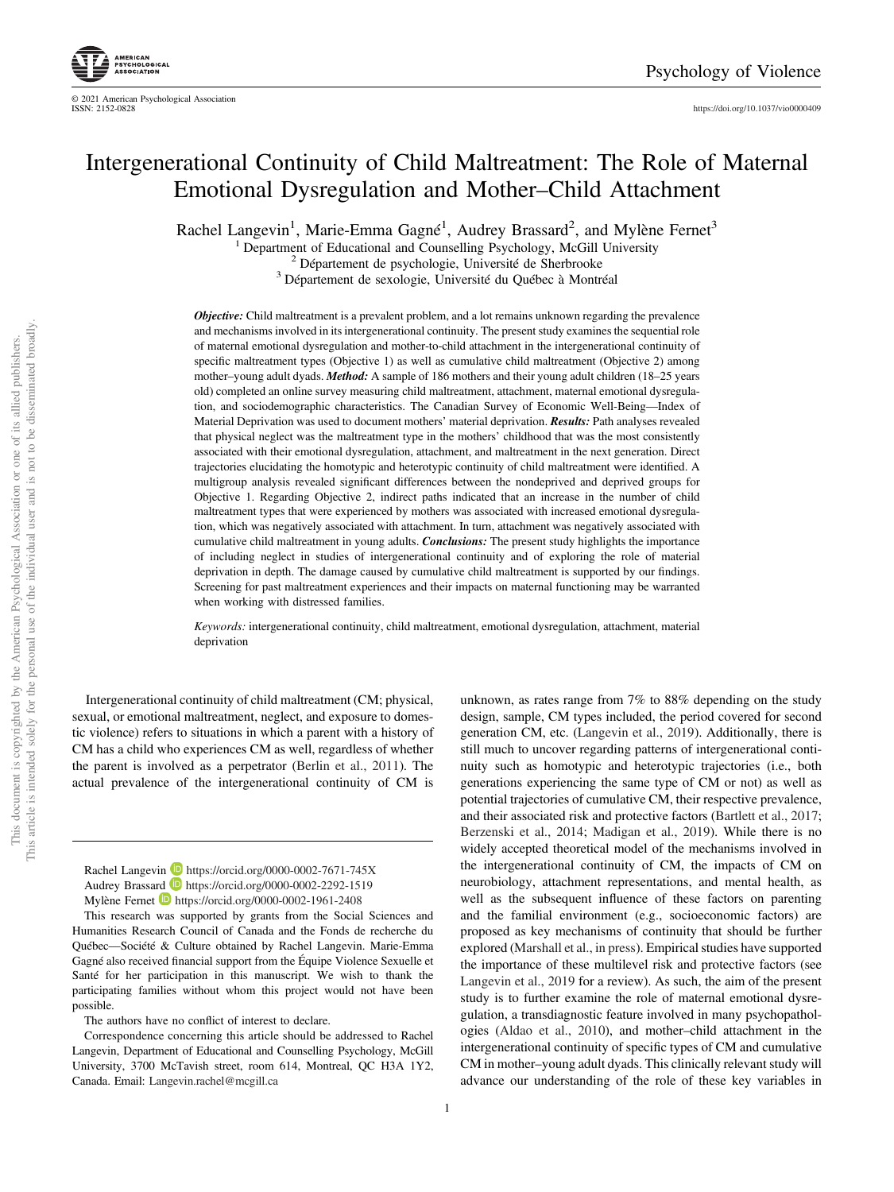# Intergenerational Continuity of Child Maltreatment: The Role of Maternal Emotional Dysregulation and Mother–Child Attachment

Rachel Langevin[1], Marie-Emma Gagné[1], Audrey Brassard[2], and Mylène Fernet[3]

[1] Department of Educational and Counselling Psychology, McGill University
[2] Département de psychologie, Université de Sherbrooke
[3] Département de sexologie, Université du Québec à Montréal

***Objective:*** Child maltreatment is a prevalent problem, and a lot remains unknown regarding the prevalence and mechanisms involved in its intergenerational continuity. The present study examines the sequential role of maternal emotional dysregulation and mother-to-child attachment in the intergenerational continuity of specific maltreatment types (Objective 1) as well as cumulative child maltreatment (Objective 2) among mother–young adult dyads. ***Method:*** A sample of 186 mothers and their young adult children (18–25 years old) completed an online survey measuring child maltreatment, attachment, maternal emotional dysregulation, and sociodemographic characteristics. The Canadian Survey of Economic Well-Being—Index of Material Deprivation was used to document mothers' material deprivation. ***Results:*** Path analyses revealed that physical neglect was the maltreatment type in the mothers' childhood that was the most consistently associated with their emotional dysregulation, attachment, and maltreatment in the next generation. Direct trajectories elucidating the homotypic and heterotypic continuity of child maltreatment were identified. A multigroup analysis revealed significant differences between the nondeprived and deprived groups for Objective 1. Regarding Objective 2, indirect paths indicated that an increase in the number of child maltreatment types that were experienced by mothers was associated with increased emotional dysregulation, which was negatively associated with attachment. In turn, attachment was negatively associated with cumulative child maltreatment in young adults. ***Conclusions:*** The present study highlights the importance of including neglect in studies of intergenerational continuity and of exploring the role of material deprivation in depth. The damage caused by cumulative child maltreatment is supported by our findings. Screening for past maltreatment experiences and their impacts on maternal functioning may be warranted when working with distressed families.

*Keywords:* intergenerational continuity, child maltreatment, emotional dysregulation, attachment, material deprivation

Intergenerational continuity of child maltreatment (CM; physical, sexual, or emotional maltreatment, neglect, and exposure to domestic violence) refers to situations in which a parent with a history of CM has a child who experiences CM as well, regardless of whether the parent is involved as a perpetrator (Berlin et al., 2011). The actual prevalence of the intergenerational continuity of CM is unknown, as rates range from 7% to 88% depending on the study design, sample, CM types included, the period covered for second generation CM, etc. (Langevin et al., 2019). Additionally, there is still much to uncover regarding patterns of intergenerational continuity such as homotypic and heterotypic trajectories (i.e., both generations experiencing the same type of CM or not) as well as potential trajectories of cumulative CM, their respective prevalence, and their associated risk and protective factors (Bartlett et al., 2017; Berzenski et al., 2014; Madigan et al., 2019). While there is no widely accepted theoretical model of the mechanisms involved in the intergenerational continuity of CM, the impacts of CM on neurobiology, attachment representations, and mental health, as well as the subsequent influence of these factors on parenting and the familial environment (e.g., socioeconomic factors) are proposed as key mechanisms of continuity that should be further explored (Marshall et al., in press). Empirical studies have supported the importance of these multilevel risk and protective factors (see Langevin et al., 2019 for a review). As such, the aim of the present study is to further examine the role of maternal emotional dysregulation, a transdiagnostic feature involved in many psychopathologies (Aldao et al., 2010), and mother–child attachment in the intergenerational continuity of specific types of CM and cumulative CM in mother–young adult dyads. This clinically relevant study will advance our understanding of the role of these key variables in

---

Rachel Langevin https://orcid.org/0000-0002-7671-745X
Audrey Brassard https://orcid.org/0000-0002-2292-1519
Mylène Fernet https://orcid.org/0000-0002-1961-2408

This research was supported by grants from the Social Sciences and Humanities Research Council of Canada and the Fonds de recherche du Québec—Société & Culture obtained by Rachel Langevin. Marie-Emma Gagné also received financial support from the Équipe Violence Sexuelle et Santé for her participation in this manuscript. We wish to thank the participating families without whom this project would not have been possible.

The authors have no conflict of interest to declare.

Correspondence concerning this article should be addressed to Rachel Langevin, Department of Educational and Counselling Psychology, McGill University, 3700 McTavish street, room 614, Montreal, QC H3A 1Y2, Canada. Email: Langevin.rachel@mcgill.ca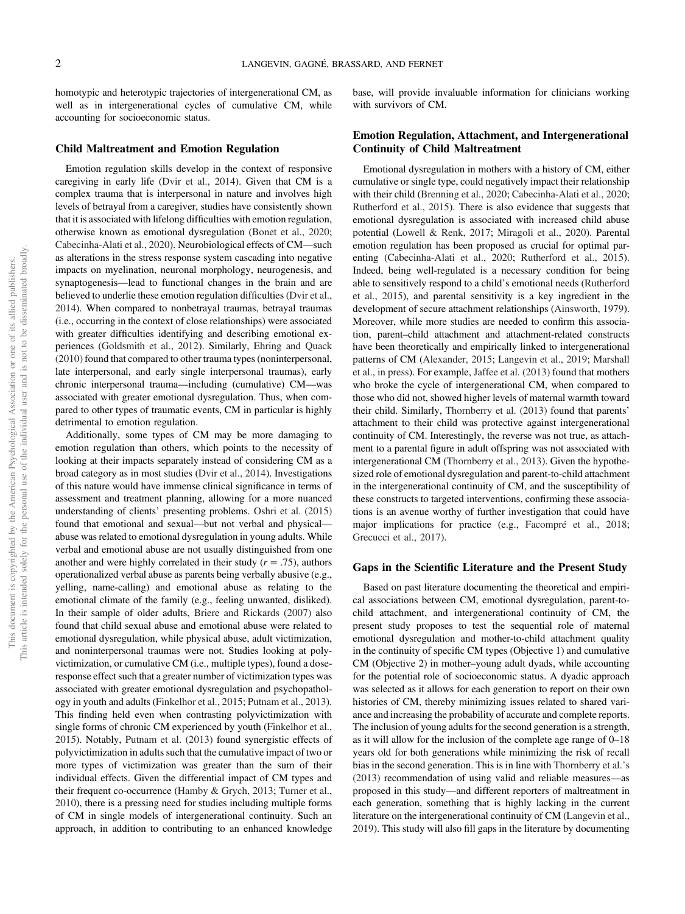homotypic and heterotypic trajectories of intergenerational CM, as well as in intergenerational cycles of cumulative CM, while accounting for socioeconomic status.

## Child Maltreatment and Emotion Regulation

Emotion regulation skills develop in the context of responsive caregiving in early life (Dvir et al., 2014). Given that CM is a complex trauma that is interpersonal in nature and involves high levels of betrayal from a caregiver, studies have consistently shown that it is associated with lifelong difficulties with emotion regulation, otherwise known as emotional dysregulation (Bonet et al., 2020; Cabecinha-Alati et al., 2020). Neurobiological effects of CM—such as alterations in the stress response system cascading into negative impacts on myelination, neuronal morphology, neurogenesis, and synaptogenesis—lead to functional changes in the brain and are believed to underlie these emotion regulation difficulties (Dvir et al., 2014). When compared to nonbetrayal traumas, betrayal traumas (i.e., occurring in the context of close relationships) were associated with greater difficulties identifying and describing emotional experiences (Goldsmith et al., 2012). Similarly, Ehring and Quack (2010) found that compared to other trauma types (noninterpersonal, late interpersonal, and early single interpersonal traumas), early chronic interpersonal trauma—including (cumulative) CM—was associated with greater emotional dysregulation. Thus, when compared to other types of traumatic events, CM in particular is highly detrimental to emotion regulation.

Additionally, some types of CM may be more damaging to emotion regulation than others, which points to the necessity of looking at their impacts separately instead of considering CM as a broad category as in most studies (Dvir et al., 2014). Investigations of this nature would have immense clinical significance in terms of assessment and treatment planning, allowing for a more nuanced understanding of clients' presenting problems. Oshri et al. (2015) found that emotional and sexual—but not verbal and physical—abuse was related to emotional dysregulation in young adults. While verbal and emotional abuse are not usually distinguished from one another and were highly correlated in their study ($r = .75$), authors operationalized verbal abuse as parents being verbally abusive (e.g., yelling, name-calling) and emotional abuse as relating to the emotional climate of the family (e.g., feeling unwanted, disliked). In their sample of older adults, Briere and Rickards (2007) also found that child sexual abuse and emotional abuse were related to emotional dysregulation, while physical abuse, adult victimization, and noninterpersonal traumas were not. Studies looking at polyvictimization, or cumulative CM (i.e., multiple types), found a dose-response effect such that a greater number of victimization types was associated with greater emotional dysregulation and psychopathology in youth and adults (Finkelhor et al., 2015; Putnam et al., 2013). This finding held even when contrasting polyvictimization with single forms of chronic CM experienced by youth (Finkelhor et al., 2015). Notably, Putnam et al. (2013) found synergistic effects of polyvictimization in adults such that the cumulative impact of two or more types of victimization was greater than the sum of their individual effects. Given the differential impact of CM types and their frequent co-occurrence (Hamby & Grych, 2013; Turner et al., 2010), there is a pressing need for studies including multiple forms of CM in single models of intergenerational continuity. Such an approach, in addition to contributing to an enhanced knowledge base, will provide invaluable information for clinicians working with survivors of CM.

## Emotion Regulation, Attachment, and Intergenerational Continuity of Child Maltreatment

Emotional dysregulation in mothers with a history of CM, either cumulative or single type, could negatively impact their relationship with their child (Brenning et al., 2020; Cabecinha-Alati et al., 2020; Rutherford et al., 2015). There is also evidence that suggests that emotional dysregulation is associated with increased child abuse potential (Lowell & Renk, 2017; Miragoli et al., 2020). Parental emotion regulation has been proposed as crucial for optimal parenting (Cabecinha-Alati et al., 2020; Rutherford et al., 2015). Indeed, being well-regulated is a necessary condition for being able to sensitively respond to a child's emotional needs (Rutherford et al., 2015), and parental sensitivity is a key ingredient in the development of secure attachment relationships (Ainsworth, 1979). Moreover, while more studies are needed to confirm this association, parent–child attachment and attachment-related constructs have been theoretically and empirically linked to intergenerational patterns of CM (Alexander, 2015; Langevin et al., 2019; Marshall et al., in press). For example, Jaffee et al. (2013) found that mothers who broke the cycle of intergenerational CM, when compared to those who did not, showed higher levels of maternal warmth toward their child. Similarly, Thornberry et al. (2013) found that parents' attachment to their child was protective against intergenerational continuity of CM. Interestingly, the reverse was not true, as attachment to a parental figure in adult offspring was not associated with intergenerational CM (Thornberry et al., 2013). Given the hypothesized role of emotional dysregulation and parent-to-child attachment in the intergenerational continuity of CM, and the susceptibility of these constructs to targeted interventions, confirming these associations is an avenue worthy of further investigation that could have major implications for practice (e.g., Facompré et al., 2018; Grecucci et al., 2017).

## Gaps in the Scientific Literature and the Present Study

Based on past literature documenting the theoretical and empirical associations between CM, emotional dysregulation, parent-to-child attachment, and intergenerational continuity of CM, the present study proposes to test the sequential role of maternal emotional dysregulation and mother-to-child attachment quality in the continuity of specific CM types (Objective 1) and cumulative CM (Objective 2) in mother–young adult dyads, while accounting for the potential role of socioeconomic status. A dyadic approach was selected as it allows for each generation to report on their own histories of CM, thereby minimizing issues related to shared variance and increasing the probability of accurate and complete reports. The inclusion of young adults for the second generation is a strength, as it will allow for the inclusion of the complete age range of 0–18 years old for both generations while minimizing the risk of recall bias in the second generation. This is in line with Thornberry et al.'s (2013) recommendation of using valid and reliable measures—as proposed in this study—and different reporters of maltreatment in each generation, something that is highly lacking in the current literature on the intergenerational continuity of CM (Langevin et al., 2019). This study will also fill gaps in the literature by documenting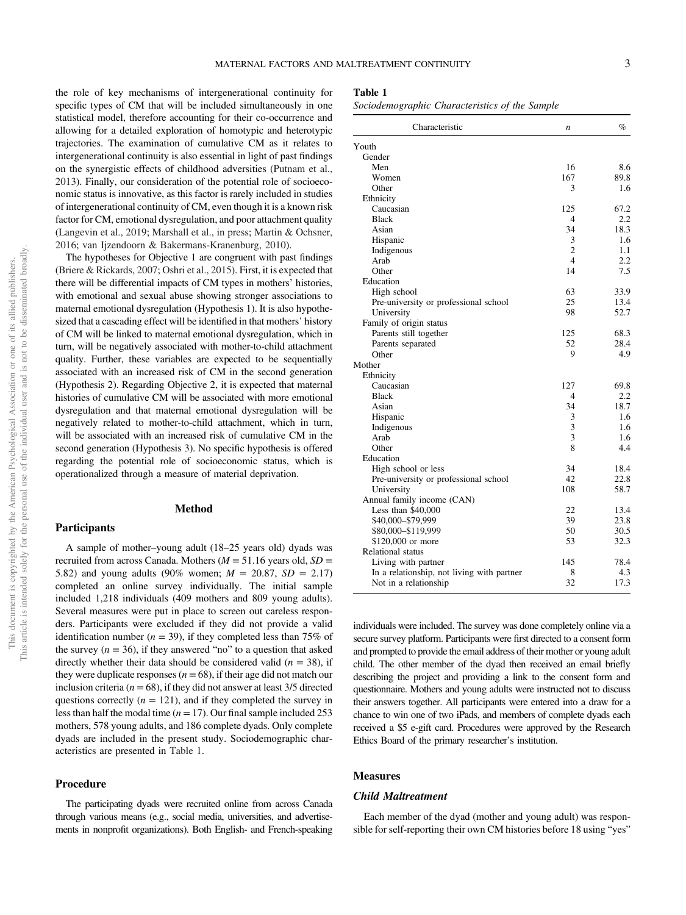the role of key mechanisms of intergenerational continuity for specific types of CM that will be included simultaneously in one statistical model, therefore accounting for their co-occurrence and allowing for a detailed exploration of homotypic and heterotypic trajectories. The examination of cumulative CM as it relates to intergenerational continuity is also essential in light of past findings on the synergistic effects of childhood adversities (Putnam et al., 2013). Finally, our consideration of the potential role of socioeconomic status is innovative, as this factor is rarely included in studies of intergenerational continuity of CM, even though it is a known risk factor for CM, emotional dysregulation, and poor attachment quality (Langevin et al., 2019; Marshall et al., in press; Martin & Ochsner, 2016; van Ijzendoorn & Bakermans-Kranenburg, 2010).

The hypotheses for Objective 1 are congruent with past findings (Briere & Rickards, 2007; Oshri et al., 2015). First, it is expected that there will be differential impacts of CM types in mothers' histories, with emotional and sexual abuse showing stronger associations to maternal emotional dysregulation (Hypothesis 1). It is also hypothesized that a cascading effect will be identified in that mothers' history of CM will be linked to maternal emotional dysregulation, which in turn, will be negatively associated with mother-to-child attachment quality. Further, these variables are expected to be sequentially associated with an increased risk of CM in the second generation (Hypothesis 2). Regarding Objective 2, it is expected that maternal histories of cumulative CM will be associated with more emotional dysregulation and that maternal emotional dysregulation will be negatively related to mother-to-child attachment, which in turn, will be associated with an increased risk of cumulative CM in the second generation (Hypothesis 3). No specific hypothesis is offered regarding the potential role of socioeconomic status, which is operationalized through a measure of material deprivation.

# Method

## Participants

A sample of mother–young adult (18–25 years old) dyads was recruited from across Canada. Mothers ($M = 51.16$ years old, $SD = 5.82$) and young adults (90% women; $M = 20.87$, $SD = 2.17$) completed an online survey individually. The initial sample included 1,218 individuals (409 mothers and 809 young adults). Several measures were put in place to screen out careless responders. Participants were excluded if they did not provide a valid identification number ($n = 39$), if they completed less than 75% of the survey ($n = 36$), if they answered "no" to a question that asked directly whether their data should be considered valid ($n = 38$), if they were duplicate responses ($n = 68$), if their age did not match our inclusion criteria ($n = 68$), if they did not answer at least 3/5 directed questions correctly ($n = 121$), and if they completed the survey in less than half the modal time ($n = 17$). Our final sample included 253 mothers, 578 young adults, and 186 complete dyads. Only complete dyads are included in the present study. Sociodemographic characteristics are presented in Table 1.

**Table 1**

*Sociodemographic Characteristics of the Sample*

| Characteristic | $n$ | % |
|---|---|---|
| Youth | | |
| Gender | | |
| Men | 16 | 8.6 |
| Women | 167 | 89.8 |
| Other | 3 | 1.6 |
| Ethnicity | | |
| Caucasian | 125 | 67.2 |
| Black | 4 | 2.2 |
| Asian | 34 | 18.3 |
| Hispanic | 3 | 1.6 |
| Indigenous | 2 | 1.1 |
| Arab | 4 | 2.2 |
| Other | 14 | 7.5 |
| Education | | |
| High school | 63 | 33.9 |
| Pre-university or professional school | 25 | 13.4 |
| University | 98 | 52.7 |
| Family of origin status | | |
| Parents still together | 125 | 68.3 |
| Parents separated | 52 | 28.4 |
| Other | 9 | 4.9 |
| Mother | | |
| Ethnicity | | |
| Caucasian | 127 | 69.8 |
| Black | 4 | 2.2 |
| Asian | 34 | 18.7 |
| Hispanic | 3 | 1.6 |
| Indigenous | 3 | 1.6 |
| Arab | 3 | 1.6 |
| Other | 8 | 4.4 |
| Education | | |
| High school or less | 34 | 18.4 |
| Pre-university or professional school | 42 | 22.8 |
| University | 108 | 58.7 |
| Annual family income (CAN) | | |
| Less than $40,000 | 22 | 13.4 |
| $40,000–$79,999 | 39 | 23.8 |
| $80,000–$119,999 | 50 | 30.5 |
| $120,000 or more | 53 | 32.3 |
| Relational status | | |
| Living with partner | 145 | 78.4 |
| In a relationship, not living with partner | 8 | 4.3 |
| Not in a relationship | 32 | 17.3 |

## Procedure

The participating dyads were recruited online from across Canada through various means (e.g., social media, universities, and advertisements in nonprofit organizations). Both English- and French-speaking individuals were included. The survey was done completely online via a secure survey platform. Participants were first directed to a consent form and prompted to provide the email address of their mother or young adult child. The other member of the dyad then received an email briefly describing the project and providing a link to the consent form and questionnaire. Mothers and young adults were instructed not to discuss their answers together. All participants were entered into a draw for a chance to win one of two iPads, and members of complete dyads each received a $5 e-gift card. Procedures were approved by the Research Ethics Board of the primary researcher's institution.

## Measures

### *Child Maltreatment*

Each member of the dyad (mother and young adult) was responsible for self-reporting their own CM histories before 18 using "yes"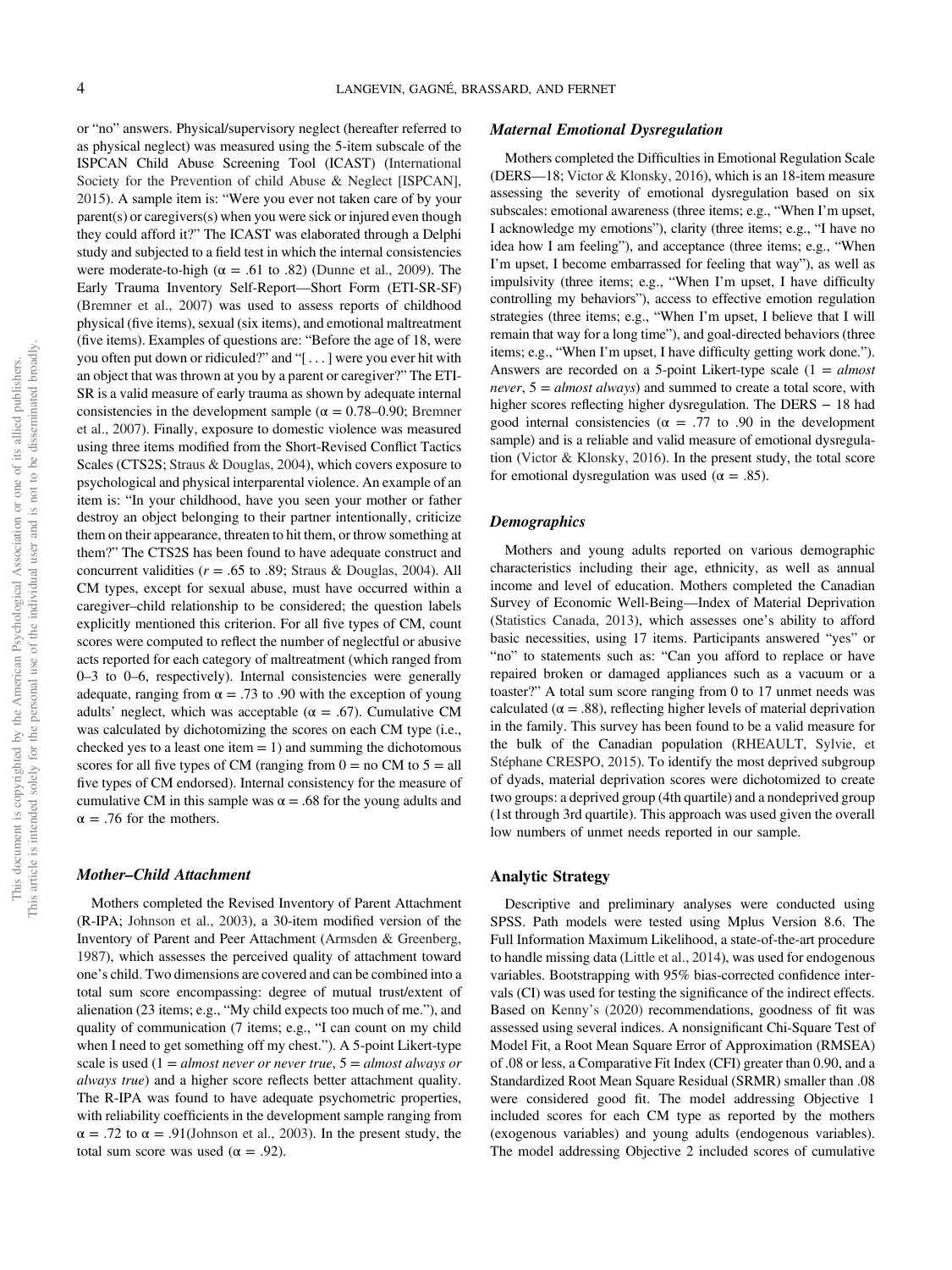or "no" answers. Physical/supervisory neglect (hereafter referred to as physical neglect) was measured using the 5-item subscale of the ISPCAN Child Abuse Screening Tool (ICAST) (International Society for the Prevention of child Abuse & Neglect [ISPCAN], 2015). A sample item is: "Were you ever not taken care of by your parent(s) or caregivers(s) when you were sick or injured even though they could afford it?" The ICAST was elaborated through a Delphi study and subjected to a field test in which the internal consistencies were moderate-to-high ($\alpha$ = .61 to .82) (Dunne et al., 2009). The Early Trauma Inventory Self-Report—Short Form (ETI-SR-SF) (Bremner et al., 2007) was used to assess reports of childhood physical (five items), sexual (six items), and emotional maltreatment (five items). Examples of questions are: "Before the age of 18, were you often put down or ridiculed?" and "[ . . . ] were you ever hit with an object that was thrown at you by a parent or caregiver?" The ETI-SR is a valid measure of early trauma as shown by adequate internal consistencies in the development sample ($\alpha$ = 0.78–0.90; Bremner et al., 2007). Finally, exposure to domestic violence was measured using three items modified from the Short-Revised Conflict Tactics Scales (CTS2S; Straus & Douglas, 2004), which covers exposure to psychological and physical interparental violence. An example of an item is: "In your childhood, have you seen your mother or father destroy an object belonging to their partner intentionally, criticize them on their appearance, threaten to hit them, or throw something at them?" The CTS2S has been found to have adequate construct and concurrent validities ($r$ = .65 to .89; Straus & Douglas, 2004). All CM types, except for sexual abuse, must have occurred within a caregiver–child relationship to be considered; the question labels explicitly mentioned this criterion. For all five types of CM, count scores were computed to reflect the number of neglectful or abusive acts reported for each category of maltreatment (which ranged from 0–3 to 0–6, respectively). Internal consistencies were generally adequate, ranging from $\alpha$ = .73 to .90 with the exception of young adults' neglect, which was acceptable ($\alpha$ = .67). Cumulative CM was calculated by dichotomizing the scores on each CM type (i.e., checked yes to a least one item = 1) and summing the dichotomous scores for all five types of CM (ranging from 0 = no CM to 5 = all five types of CM endorsed). Internal consistency for the measure of cumulative CM in this sample was $\alpha$ = .68 for the young adults and $\alpha$ = .76 for the mothers.

### Mother–Child Attachment

Mothers completed the Revised Inventory of Parent Attachment (R-IPA; Johnson et al., 2003), a 30-item modified version of the Inventory of Parent and Peer Attachment (Armsden & Greenberg, 1987), which assesses the perceived quality of attachment toward one's child. Two dimensions are covered and can be combined into a total sum score encompassing: degree of mutual trust/extent of alienation (23 items; e.g., "My child expects too much of me."), and quality of communication (7 items; e.g., "I can count on my child when I need to get something off my chest."). A 5-point Likert-type scale is used (1 = *almost never or never true*, 5 = *almost always or always true*) and a higher score reflects better attachment quality. The R-IPA was found to have adequate psychometric properties, with reliability coefficients in the development sample ranging from $\alpha$ = .72 to $\alpha$ = .91(Johnson et al., 2003). In the present study, the total sum score was used ($\alpha$ = .92).

### Maternal Emotional Dysregulation

Mothers completed the Difficulties in Emotional Regulation Scale (DERS—18; Victor & Klonsky, 2016), which is an 18-item measure assessing the severity of emotional dysregulation based on six subscales: emotional awareness (three items; e.g., "When I'm upset, I acknowledge my emotions"), clarity (three items; e.g., "I have no idea how I am feeling"), and acceptance (three items; e.g., "When I'm upset, I become embarrassed for feeling that way"), as well as impulsivity (three items; e.g., "When I'm upset, I have difficulty controlling my behaviors"), access to effective emotion regulation strategies (three items; e.g., "When I'm upset, I believe that I will remain that way for a long time"), and goal-directed behaviors (three items; e.g., "When I'm upset, I have difficulty getting work done."). Answers are recorded on a 5-point Likert-type scale (1 = *almost never*, 5 = *almost always*) and summed to create a total score, with higher scores reflecting higher dysregulation. The DERS − 18 had good internal consistencies ($\alpha$ = .77 to .90 in the development sample) and is a reliable and valid measure of emotional dysregulation (Victor & Klonsky, 2016). In the present study, the total score for emotional dysregulation was used ($\alpha$ = .85).

### Demographics

Mothers and young adults reported on various demographic characteristics including their age, ethnicity, as well as annual income and level of education. Mothers completed the Canadian Survey of Economic Well-Being—Index of Material Deprivation (Statistics Canada, 2013), which assesses one's ability to afford basic necessities, using 17 items. Participants answered "yes" or "no" to statements such as: "Can you afford to replace or have repaired broken or damaged appliances such as a vacuum or a toaster?" A total sum score ranging from 0 to 17 unmet needs was calculated ($\alpha$ = .88), reflecting higher levels of material deprivation in the family. This survey has been found to be a valid measure for the bulk of the Canadian population (RHEAULT, Sylvie, et Stéphane CRESPO, 2015). To identify the most deprived subgroup of dyads, material deprivation scores were dichotomized to create two groups: a deprived group (4th quartile) and a nondeprived group (1st through 3rd quartile). This approach was used given the overall low numbers of unmet needs reported in our sample.

## Analytic Strategy

Descriptive and preliminary analyses were conducted using SPSS. Path models were tested using Mplus Version 8.6. The Full Information Maximum Likelihood, a state-of-the-art procedure to handle missing data (Little et al., 2014), was used for endogenous variables. Bootstrapping with 95% bias-corrected confidence intervals (CI) was used for testing the significance of the indirect effects. Based on Kenny's (2020) recommendations, goodness of fit was assessed using several indices. A nonsignificant Chi-Square Test of Model Fit, a Root Mean Square Error of Approximation (RMSEA) of .08 or less, a Comparative Fit Index (CFI) greater than 0.90, and a Standardized Root Mean Square Residual (SRMR) smaller than .08 were considered good fit. The model addressing Objective 1 included scores for each CM type as reported by the mothers (exogenous variables) and young adults (endogenous variables). The model addressing Objective 2 included scores of cumulative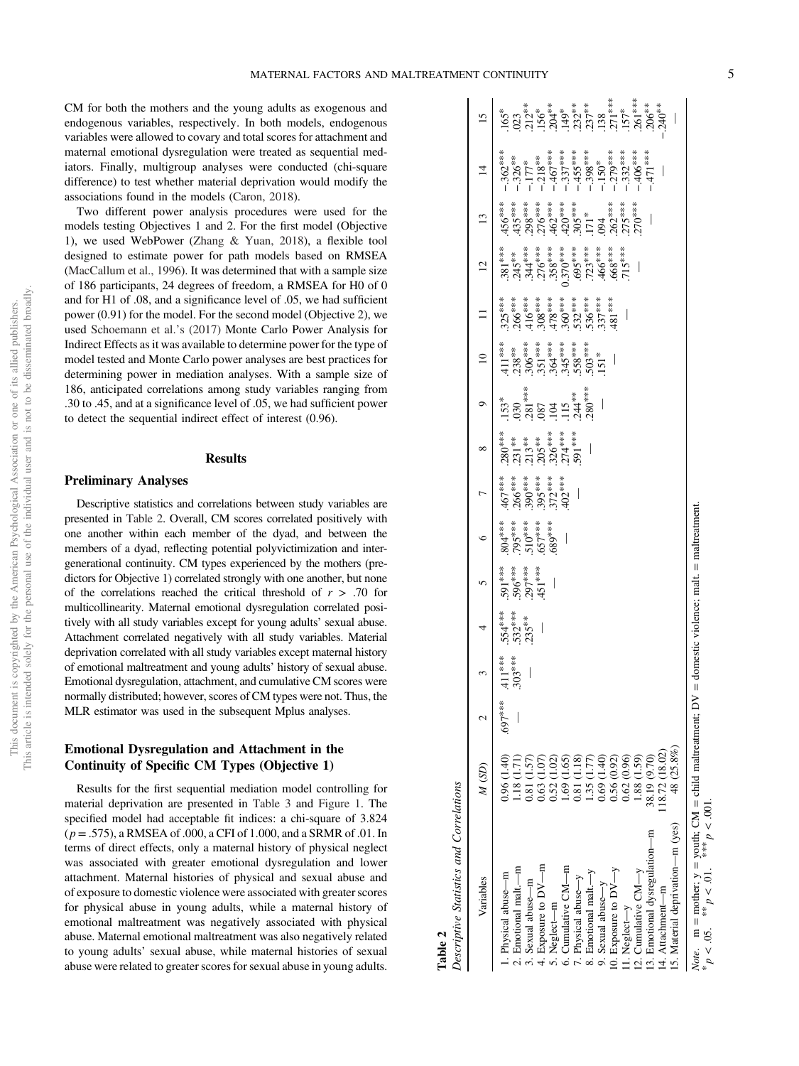CM for both the mothers and the young adults as exogenous and endogenous variables, respectively. In both models, endogenous variables were allowed to covary and total scores for attachment and maternal emotional dysregulation were treated as sequential mediators. Finally, multigroup analyses were conducted (chi-square difference) to test whether material deprivation would modify the associations found in the models (Caron, 2018).

Two different power analysis procedures were used for the models testing Objectives 1 and 2. For the first model (Objective 1), we used WebPower (Zhang & Yuan, 2018), a flexible tool designed to estimate power for path models based on RMSEA (MacCallum et al., 1996). It was determined that with a sample size of 186 participants, 24 degrees of freedom, a RMSEA for H0 of 0 and for H1 of .08, and a significance level of .05, we had sufficient power (0.91) for the model. For the second model (Objective 2), we used Schoemann et al.'s (2017) Monte Carlo Power Analysis for Indirect Effects as it was available to determine power for the type of model tested and Monte Carlo power analyses are best practices for determining power in mediation analyses. With a sample size of 186, anticipated correlations among study variables ranging from .30 to .45, and at a significance level of .05, we had sufficient power to detect the sequential indirect effect of interest (0.96).

## Results

### Preliminary Analyses

Descriptive statistics and correlations between study variables are presented in Table 2. Overall, CM scores correlated positively with one another within each member of the dyad, and between the members of a dyad, reflecting potential polyvictimization and intergenerational continuity. CM types experienced by the mothers (predictors for Objective 1) correlated strongly with one another, but none of the correlations reached the critical threshold of $r > .70$ for multicollinearity. Maternal emotional dysregulation correlated positively with all study variables except for young adults' sexual abuse. Attachment correlated negatively with all study variables. Material deprivation correlated with all study variables except maternal history of emotional maltreatment and young adults' history of sexual abuse. Emotional dysregulation, attachment, and cumulative CM scores were normally distributed; however, scores of CM types were not. Thus, the MLR estimator was used in the subsequent Mplus analyses.

### Emotional Dysregulation and Attachment in the Continuity of Specific CM Types (Objective 1)

Results for the first sequential mediation model controlling for material deprivation are presented in Table 3 and Figure 1. The specified model had acceptable fit indices: a chi-square of 3.824 ($p = .575$), a RMSEA of .000, a CFI of 1.000, and a SRMR of .01. In terms of direct effects, only a maternal history of physical neglect was associated with greater emotional dysregulation and lower attachment. Maternal histories of physical and sexual abuse and of exposure to domestic violence were associated with greater scores for physical abuse in young adults, while a maternal history of emotional maltreatment was negatively associated with physical abuse. Maternal emotional maltreatment was also negatively related to young adults' sexual abuse, while maternal histories of sexual abuse were related to greater scores for sexual abuse in young adults.

**Table 2**
*Descriptive Statistics and Correlations*

| Variables | *M* (*SD*) | 2 | 3 | 4 | 5 | 6 | 7 | 8 | 9 | 10 | 11 | 12 | 13 | 14 | 15 |
|---|---|---|---|---|---|---|---|---|---|---|---|---|---|---|---|
| 1. Physical abuse—m | 0.96 (1.40) | .697*** | .411*** | .554*** | .591*** | .804*** | .467*** | .280*** | .153* | .411*** | .325*** | .381*** | .456*** | −.362*** | .165* |
| 2. Emotional malt.—m | 1.18 (1.71) | — | .303*** | .532*** | .596*** | .795*** | .266*** | .231** | .030 | .238** | .266*** | .245** | .435*** | −.326** | .023 |
| 3. Sexual abuse—m | 0.81 (1.57) | | — | .235** | .297*** | .510*** | .390*** | .213** | .281*** | .306*** | .416*** | .344*** | .298*** | −.177* | .212** |
| 4. Exposure to DV—m | 0.63 (1.07) | | | — | .451*** | .657*** | .395*** | .205** | .087 | .351*** | .308*** | .276*** | .276*** | −.218** | .156* |
| 5. Neglect—m | 0.52 (1.02) | | | | — | .689*** | .372*** | .326*** | .104 | .364*** | .478*** | .358*** | .462*** | −.467*** | .204** |
| 6. Cumulative CM—m | 1.69 (1.65) | | | | | — | .402*** | .274*** | .115 | .345*** | .360*** | 0.370*** | .420*** | −.337*** | .149* |
| 7. Physical abuse—y | 0.81 (1.18) | | | | | | — | .591*** | .244** | .558*** | .532*** | .695*** | .305*** | −.455*** | .232** |
| 8. Emotional malt.—y | 1.35 (1.77) | | | | | | | — | .280*** | .503*** | .536*** | .723*** | .171* | −.398*** | .237** |
| 9. Sexual abuse—y | 0.69 (1.40) | | | | | | | | — | .151* | .337*** | .466*** | .094 | −.150* | .138 |
| 10. Exposure to DV—y | 0.56 (0.92) | | | | | | | | | — | .481*** | .668*** | .262*** | −.279*** | .271*** |
| 11. Neglect—y | 0.62 (0.96) | | | | | | | | | | — | .715*** | .275*** | −.332*** | .157* |
| 12. Cumulative CM—y | 1.88 (1.59) | | | | | | | | | | | — | .270*** | −.406*** | .261*** |
| 13. Emotional dysregulation—m | 38.19 (9.70) | | | | | | | | | | | | — | −.471*** | .206** |
| 14. Attachment—m | 118.72 (18.02) | | | | | | | | | | | | | — | −.240** |
| 15. Material deprivation—m (yes) | 48 (25.8%) | | | | | | | | | | | | | | — |

*Note.* m = mother; y = youth; CM = child maltreatment; DV = domestic violence; malt. = maltreatment.
* $p < .05$. ** $p < .01$. *** $p < .001$.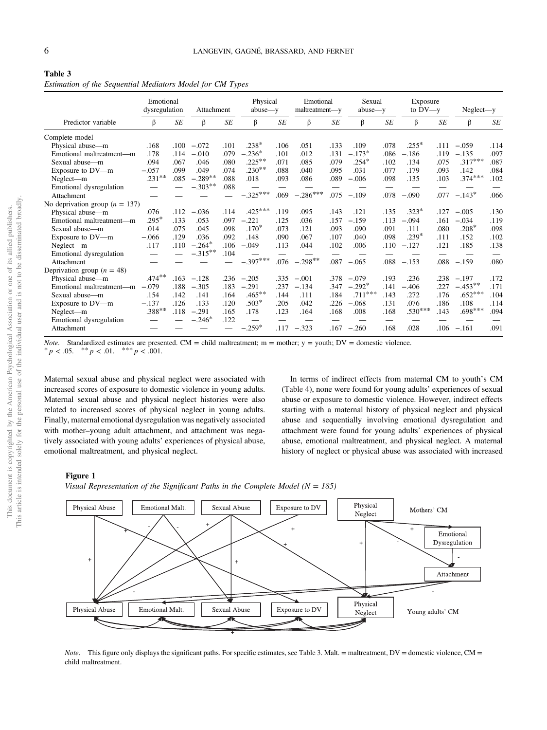**Table 3**

*Estimation of the Sequential Mediators Model for CM Types*

| Predictor variable | Emotional dysregulation | | Attachment | | Physical abuse—y | | Emotional maltreatment—y | | Sexual abuse—y | | Exposure to DV—y | | Neglect—y | |
|---|---|---|---|---|---|---|---|---|---|---|---|---|---|---|
| | β | *SE* | β | *SE* | β | *SE* | β | *SE* | β | *SE* | β | *SE* | β | *SE* |
| Complete model | | | | | | | | | | | | | | |
| Physical abuse—m | .168 | .100 | −.072 | .101 | .238* | .106 | .051 | .133 | .109 | .078 | .255* | .111 | −.059 | .114 |
| Emotional maltreatment—m | .178 | .114 | −.010 | .079 | −.236* | .101 | .012 | .131 | −.173* | .086 | −.186 | .119 | −.135 | .097 |
| Sexual abuse—m | .094 | .067 | .046 | .080 | .225** | .071 | .085 | .079 | .254* | .102 | .134 | .075 | .317*** | .087 |
| Exposure to DV—m | −.057 | .099 | .049 | .074 | .230** | .088 | .040 | .095 | .031 | .077 | .179 | .093 | .142 | .084 |
| Neglect—m | .231** | .085 | −.289** | .088 | .018 | .093 | .086 | .089 | −.006 | .098 | .135 | .103 | .374*** | .102 |
| Emotional dysregulation | — | — | −.303** | .088 | — | — | — | — | — | — | — | — | — | — |
| Attachment | — | — | — | — | −.325*** | .069 | −.286*** | .075 | −.109 | .078 | −.090 | .077 | −.143* | .066 |
| No deprivation group ($n$ = 137) | | | | | | | | | | | | | | |
| Physical abuse—m | .076 | .112 | −.036 | .114 | .425*** | .119 | .095 | .143 | .121 | .135 | .323* | .127 | −.005 | .130 |
| Emotional maltreatment—m | .295* | .133 | .053 | .097 | −.221 | .125 | .036 | .157 | −.159 | .113 | −.094 | .161 | −.034 | .119 |
| Sexual abuse—m | .014 | .075 | .045 | .098 | .170* | .073 | .121 | .093 | .090 | .091 | .111 | .080 | .208* | .098 |
| Exposure to DV—m | −.066 | .129 | .036 | .092 | .148 | .090 | .067 | .107 | .040 | .098 | .239* | .111 | .152 | .102 |
| Neglect—m | .117 | .110 | −.264* | .106 | −.049 | .113 | .044 | .102 | .006 | .110 | −.127 | .121 | .185 | .138 |
| Emotional dysregulation | — | — | −.315** | .104 | — | — | — | — | — | — | — | — | — | — |
| Attachment | — | — | — | — | −.397*** | .076 | −.298** | .087 | −.065 | .088 | −.153 | .088 | −.159 | .080 |
| Deprivation group ($n$ = 48) | | | | | | | | | | | | | | |
| Physical abuse—m | .474** | .163 | −.128 | .236 | −.205 | .335 | −.001 | .378 | −.079 | .193 | .236 | .238 | −.197 | .172 |
| Emotional maltreatment—m | −.079 | .188 | −.305 | .183 | −.291 | .237 | −.134 | .347 | −.292* | .141 | −.406 | .227 | −.453** | .171 |
| Sexual abuse—m | .154 | .142 | .141 | .164 | .465** | .144 | .111 | .184 | .711*** | .143 | .272 | .176 | .652*** | .104 |
| Exposure to DV—m | −.137 | .126 | .133 | .120 | .503* | .205 | .042 | .226 | −.068 | .131 | .076 | .186 | .108 | .114 |
| Neglect—m | .388** | .118 | −.291 | .165 | .178 | .123 | .164 | .168 | .008 | .168 | .530*** | .143 | .698*** | .094 |
| Emotional dysregulation | — | — | −.246* | .122 | — | — | — | — | — | — | — | — | — | — |
| Attachment | — | — | — | — | −.259* | .117 | −.323 | .167 | −.260 | .168 | .028 | .106 | −.161 | .091 |

*Note*. Standardized estimates are presented. CM = child maltreatment; m = mother; y = youth; DV = domestic violence.
* $p < .05$. ** $p < .01$. *** $p < .001$.

Maternal sexual abuse and physical neglect were associated with increased scores of exposure to domestic violence in young adults. Maternal sexual abuse and physical neglect histories were also related to increased scores of physical neglect in young adults. Finally, maternal emotional dysregulation was negatively associated with mother–young adult attachment, and attachment was negatively associated with young adults' experiences of physical abuse, emotional maltreatment, and physical neglect.

In terms of indirect effects from maternal CM to youth's CM (Table 4), none were found for young adults' experiences of sexual abuse or exposure to domestic violence. However, indirect effects starting with a maternal history of physical neglect and physical abuse and sequentially involving emotional dysregulation and attachment were found for young adults' experiences of physical abuse, emotional maltreatment, and physical neglect. A maternal history of neglect or physical abuse was associated with increased

**Figure 1**

*Visual Representation of the Significant Paths in the Complete Model (N = 185)*

*Note*. This figure only displays the significant paths. For specific estimates, see Table 3. Malt. = maltreatment, DV = domestic violence, CM = child maltreatment.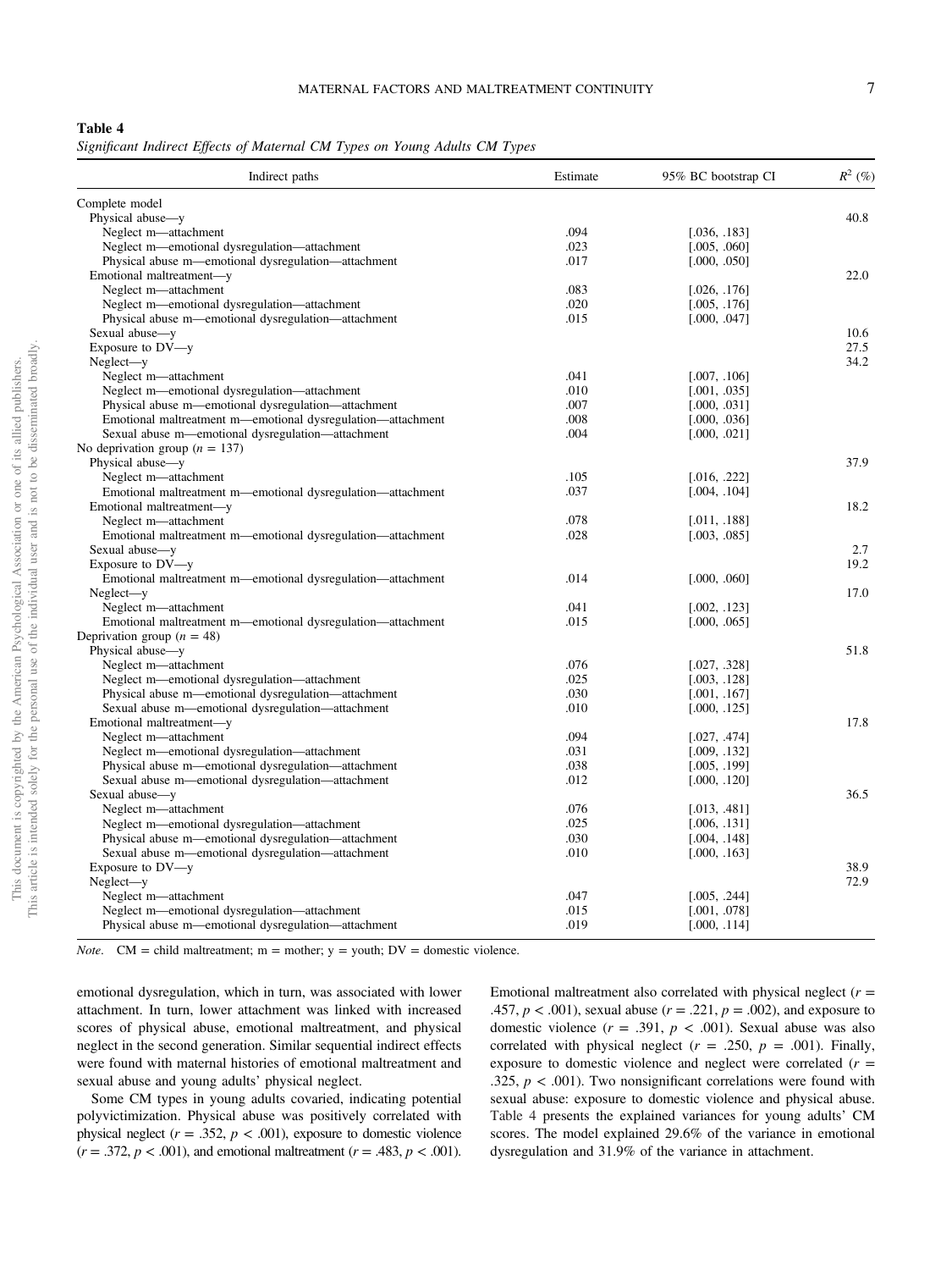**Table 4**
*Significant Indirect Effects of Maternal CM Types on Young Adults CM Types*

| Indirect paths | Estimate | 95% BC bootstrap CI | $R^2$ (%) |
|---|---|---|---|
| Complete model | | | |
| Physical abuse—y | | | 40.8 |
| Neglect m—attachment | .094 | [.036, .183] | |
| Neglect m—emotional dysregulation—attachment | .023 | [.005, .060] | |
| Physical abuse m—emotional dysregulation—attachment | .017 | [.000, .050] | |
| Emotional maltreatment—y | | | 22.0 |
| Neglect m—attachment | .083 | [.026, .176] | |
| Neglect m—emotional dysregulation—attachment | .020 | [.005, .176] | |
| Physical abuse m—emotional dysregulation—attachment | .015 | [.000, .047] | |
| Sexual abuse—y | | | 10.6 |
| Exposure to DV—y | | | 27.5 |
| Neglect—y | | | 34.2 |
| Neglect m—attachment | .041 | [.007, .106] | |
| Neglect m—emotional dysregulation—attachment | .010 | [.001, .035] | |
| Physical abuse m—emotional dysregulation—attachment | .007 | [.000, .031] | |
| Emotional maltreatment m—emotional dysregulation—attachment | .008 | [.000, .036] | |
| Sexual abuse m—emotional dysregulation—attachment | .004 | [.000, .021] | |
| No deprivation group ($n = 137$) | | | |
| Physical abuse—y | | | 37.9 |
| Neglect m—attachment | .105 | [.016, .222] | |
| Emotional maltreatment m—emotional dysregulation—attachment | .037 | [.004, .104] | |
| Emotional maltreatment—y | | | 18.2 |
| Neglect m—attachment | .078 | [.011, .188] | |
| Emotional maltreatment m—emotional dysregulation—attachment | .028 | [.003, .085] | |
| Sexual abuse—y | | | 2.7 |
| Exposure to DV—y | | | 19.2 |
| Emotional maltreatment m—emotional dysregulation—attachment | .014 | [.000, .060] | |
| Neglect—y | | | 17.0 |
| Neglect m—attachment | .041 | [.002, .123] | |
| Emotional maltreatment m—emotional dysregulation—attachment | .015 | [.000, .065] | |
| Deprivation group ($n = 48$) | | | |
| Physical abuse—y | | | 51.8 |
| Neglect m—attachment | .076 | [.027, .328] | |
| Neglect m—emotional dysregulation—attachment | .025 | [.003, .128] | |
| Physical abuse m—emotional dysregulation—attachment | .030 | [.001, .167] | |
| Sexual abuse m—emotional dysregulation—attachment | .010 | [.000, .125] | |
| Emotional maltreatment—y | | | 17.8 |
| Neglect m—attachment | .094 | [.027, .474] | |
| Neglect m—emotional dysregulation—attachment | .031 | [.009, .132] | |
| Physical abuse m—emotional dysregulation—attachment | .038 | [.005, .199] | |
| Sexual abuse m—emotional dysregulation—attachment | .012 | [.000, .120] | |
| Sexual abuse—y | | | 36.5 |
| Neglect m—attachment | .076 | [.013, .481] | |
| Neglect m—emotional dysregulation—attachment | .025 | [.006, .131] | |
| Physical abuse m—emotional dysregulation—attachment | .030 | [.004, .148] | |
| Sexual abuse m—emotional dysregulation—attachment | .010 | [.000, .163] | |
| Exposure to DV—y | | | 38.9 |
| Neglect—y | | | 72.9 |
| Neglect m—attachment | .047 | [.005, .244] | |
| Neglect m—emotional dysregulation—attachment | .015 | [.001, .078] | |
| Physical abuse m—emotional dysregulation—attachment | .019 | [.000, .114] | |

*Note*. CM = child maltreatment; m = mother; y = youth; DV = domestic violence.

emotional dysregulation, which in turn, was associated with lower attachment. In turn, lower attachment was linked with increased scores of physical abuse, emotional maltreatment, and physical neglect in the second generation. Similar sequential indirect effects were found with maternal histories of emotional maltreatment and sexual abuse and young adults' physical neglect.

Some CM types in young adults covaried, indicating potential polyvictimization. Physical abuse was positively correlated with physical neglect ($r = .352$, $p < .001$), exposure to domestic violence ($r = .372$, $p < .001$), and emotional maltreatment ($r = .483$, $p < .001$). Emotional maltreatment also correlated with physical neglect ($r = .457$, $p < .001$), sexual abuse ($r = .221$, $p = .002$), and exposure to domestic violence ($r = .391$, $p < .001$). Sexual abuse was also correlated with physical neglect ($r = .250$, $p = .001$). Finally, exposure to domestic violence and neglect were correlated ($r = .325$, $p < .001$). Two nonsignificant correlations were found with sexual abuse: exposure to domestic violence and physical abuse. Table 4 presents the explained variances for young adults' CM scores. The model explained 29.6% of the variance in emotional dysregulation and 31.9% of the variance in attachment.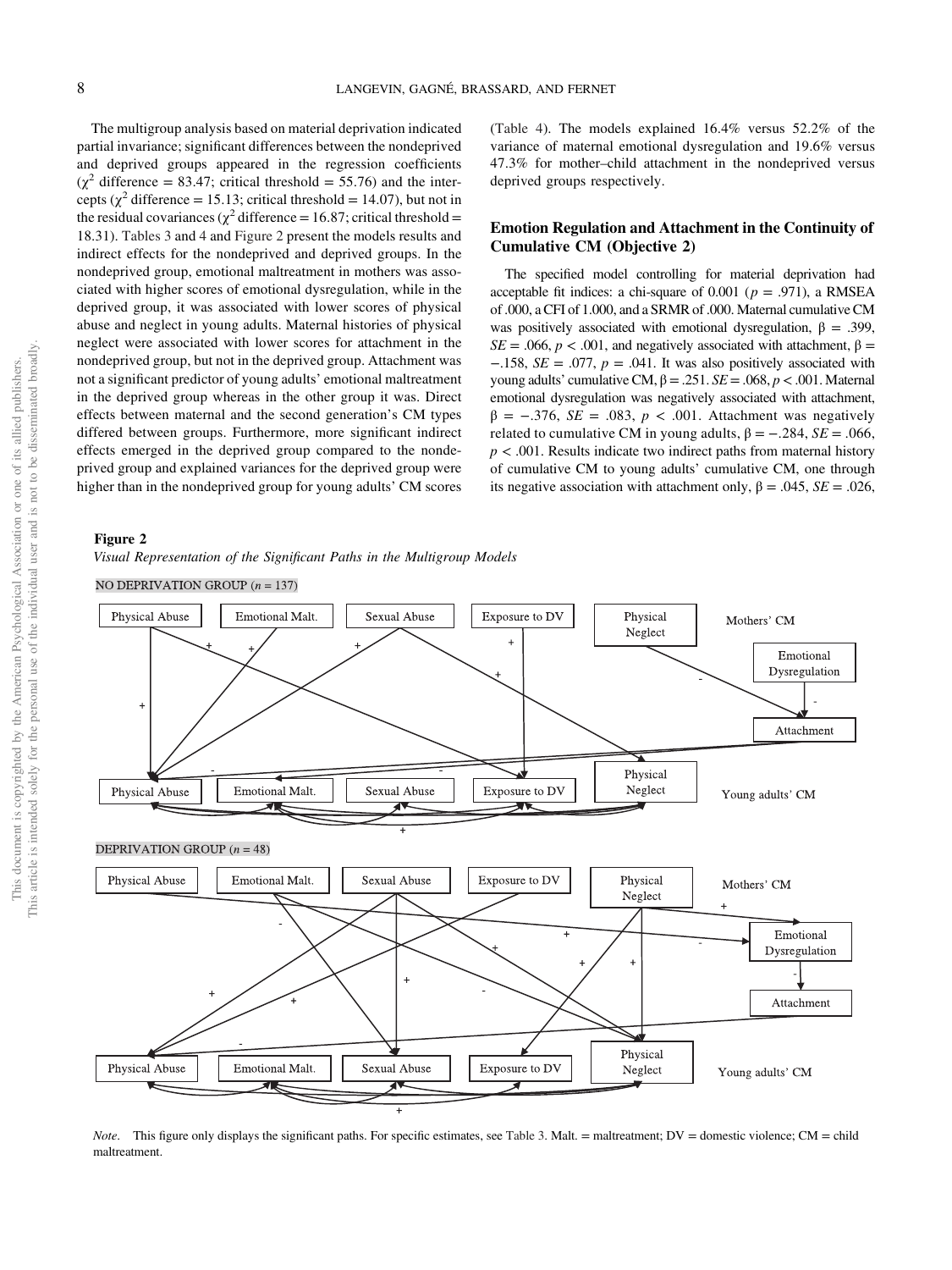The multigroup analysis based on material deprivation indicated partial invariance; significant differences between the nondeprived and deprived groups appeared in the regression coefficients ($\chi^2$ difference = 83.47; critical threshold = 55.76) and the intercepts ($\chi^2$ difference = 15.13; critical threshold = 14.07), but not in the residual covariances ($\chi^2$ difference = 16.87; critical threshold = 18.31). Tables 3 and 4 and Figure 2 present the models results and indirect effects for the nondeprived and deprived groups. In the nondeprived group, emotional maltreatment in mothers was associated with higher scores of emotional dysregulation, while in the deprived group, it was associated with lower scores of physical abuse and neglect in young adults. Maternal histories of physical neglect were associated with lower scores for attachment in the nondeprived group, but not in the deprived group. Attachment was not a significant predictor of young adults' emotional maltreatment in the deprived group whereas in the other group it was. Direct effects between maternal and the second generation's CM types differed between groups. Furthermore, more significant indirect effects emerged in the deprived group compared to the nondeprived group and explained variances for the deprived group were higher than in the nondeprived group for young adults' CM scores (Table 4). The models explained 16.4% versus 52.2% of the variance of maternal emotional dysregulation and 19.6% versus 47.3% for mother–child attachment in the nondeprived versus deprived groups respectively.

## Emotion Regulation and Attachment in the Continuity of Cumulative CM (Objective 2)

The specified model controlling for material deprivation had acceptable fit indices: a chi-square of 0.001 ($p$ = .971), a RMSEA of .000, a CFI of 1.000, and a SRMR of .000. Maternal cumulative CM was positively associated with emotional dysregulation, $\beta$ = .399, $SE$ = .066, $p$ < .001, and negatively associated with attachment, $\beta$ = −.158, $SE$ = .077, $p$ = .041. It was also positively associated with young adults' cumulative CM, $\beta$ = .251. $SE$ = .068, $p$ < .001. Maternal emotional dysregulation was negatively associated with attachment, $\beta$ = −.376, $SE$ = .083, $p$ < .001. Attachment was negatively related to cumulative CM in young adults, $\beta$ = −.284, $SE$ = .066, $p$ < .001. Results indicate two indirect paths from maternal history of cumulative CM to young adults' cumulative CM, one through its negative association with attachment only, $\beta$ = .045, $SE$ = .026,

**Figure 2**

*Visual Representation of the Significant Paths in the Multigroup Models*

*Note*. This figure only displays the significant paths. For specific estimates, see Table 3. Malt. = maltreatment; DV = domestic violence; CM = child maltreatment.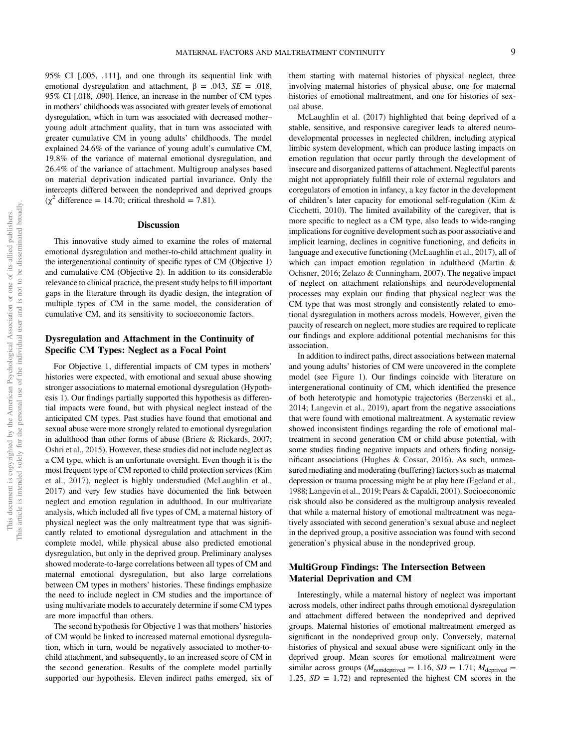95% CI [.005, .111], and one through its sequential link with emotional dysregulation and attachment, $\beta = .043$, $SE = .018$, 95% CI [.018, .090]. Hence, an increase in the number of CM types in mothers' childhoods was associated with greater levels of emotional dysregulation, which in turn was associated with decreased mother–young adult attachment quality, that in turn was associated with greater cumulative CM in young adults' childhoods. The model explained 24.6% of the variance of young adult's cumulative CM, 19.8% of the variance of maternal emotional dysregulation, and 26.4% of the variance of attachment. Multigroup analyses based on material deprivation indicated partial invariance. Only the intercepts differed between the nondeprived and deprived groups ($\chi^2$ difference = 14.70; critical threshold = 7.81).

## Discussion

This innovative study aimed to examine the roles of maternal emotional dysregulation and mother-to-child attachment quality in the intergenerational continuity of specific types of CM (Objective 1) and cumulative CM (Objective 2). In addition to its considerable relevance to clinical practice, the present study helps to fill important gaps in the literature through its dyadic design, the integration of multiple types of CM in the same model, the consideration of cumulative CM, and its sensitivity to socioeconomic factors.

### Dysregulation and Attachment in the Continuity of Specific CM Types: Neglect as a Focal Point

For Objective 1, differential impacts of CM types in mothers' histories were expected, with emotional and sexual abuse showing stronger associations to maternal emotional dysregulation (Hypothesis 1). Our findings partially supported this hypothesis as differential impacts were found, but with physical neglect instead of the anticipated CM types. Past studies have found that emotional and sexual abuse were more strongly related to emotional dysregulation in adulthood than other forms of abuse (Briere & Rickards, 2007; Oshri et al., 2015). However, these studies did not include neglect as a CM type, which is an unfortunate oversight. Even though it is the most frequent type of CM reported to child protection services (Kim et al., 2017), neglect is highly understudied (McLaughlin et al., 2017) and very few studies have documented the link between neglect and emotion regulation in adulthood. In our multivariate analysis, which included all five types of CM, a maternal history of physical neglect was the only maltreatment type that was significantly related to emotional dysregulation and attachment in the complete model, while physical abuse also predicted emotional dysregulation, but only in the deprived group. Preliminary analyses showed moderate-to-large correlations between all types of CM and maternal emotional dysregulation, but also large correlations between CM types in mothers' histories. These findings emphasize the need to include neglect in CM studies and the importance of using multivariate models to accurately determine if some CM types are more impactful than others.

The second hypothesis for Objective 1 was that mothers' histories of CM would be linked to increased maternal emotional dysregulation, which in turn, would be negatively associated to mother-to-child attachment, and subsequently, to an increased score of CM in the second generation. Results of the complete model partially supported our hypothesis. Eleven indirect paths emerged, six of them starting with maternal histories of physical neglect, three involving maternal histories of physical abuse, one for maternal histories of emotional maltreatment, and one for histories of sexual abuse.

McLaughlin et al. (2017) highlighted that being deprived of a stable, sensitive, and responsive caregiver leads to altered neurodevelopmental processes in neglected children, including atypical limbic system development, which can produce lasting impacts on emotion regulation that occur partly through the development of insecure and disorganized patterns of attachment. Neglectful parents might not appropriately fulfill their role of external regulators and coregulators of emotion in infancy, a key factor in the development of children's later capacity for emotional self-regulation (Kim & Cicchetti, 2010). The limited availability of the caregiver, that is more specific to neglect as a CM type, also leads to wide-ranging implications for cognitive development such as poor associative and implicit learning, declines in cognitive functioning, and deficits in language and executive functioning (McLaughlin et al., 2017), all of which can impact emotion regulation in adulthood (Martin & Ochsner, 2016; Zelazo & Cunningham, 2007). The negative impact of neglect on attachment relationships and neurodevelopmental processes may explain our finding that physical neglect was the CM type that was most strongly and consistently related to emotional dysregulation in mothers across models. However, given the paucity of research on neglect, more studies are required to replicate our findings and explore additional potential mechanisms for this association.

In addition to indirect paths, direct associations between maternal and young adults' histories of CM were uncovered in the complete model (see Figure 1). Our findings coincide with literature on intergenerational continuity of CM, which identified the presence of both heterotypic and homotypic trajectories (Berzenski et al., 2014; Langevin et al., 2019), apart from the negative associations that were found with emotional maltreatment. A systematic review showed inconsistent findings regarding the role of emotional maltreatment in second generation CM or child abuse potential, with some studies finding negative impacts and others finding nonsignificant associations (Hughes & Cossar, 2016). As such, unmeasured mediating and moderating (buffering) factors such as maternal depression or trauma processing might be at play here (Egeland et al., 1988; Langevin et al., 2019; Pears & Capaldi, 2001). Socioeconomic risk should also be considered as the multigroup analysis revealed that while a maternal history of emotional maltreatment was negatively associated with second generation's sexual abuse and neglect in the deprived group, a positive association was found with second generation's physical abuse in the nondeprived group.

### MultiGroup Findings: The Intersection Between Material Deprivation and CM

Interestingly, while a maternal history of neglect was important across models, other indirect paths through emotional dysregulation and attachment differed between the nondeprived and deprived groups. Maternal histories of emotional maltreatment emerged as significant in the nondeprived group only. Conversely, maternal histories of physical and sexual abuse were significant only in the deprived group. Mean scores for emotional maltreatment were similar across groups ($M_{\text{nondeprived}} = 1.16$, $SD = 1.71$; $M_{\text{deprived}} = 1.25$, $SD = 1.72$) and represented the highest CM scores in the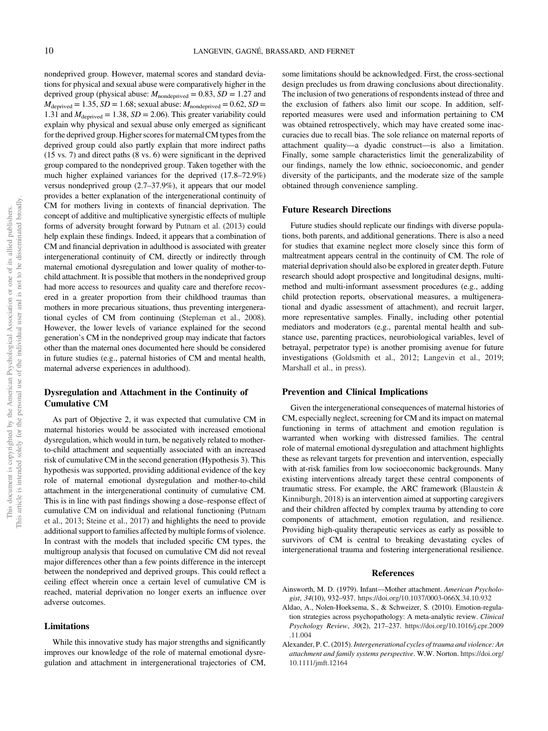nondeprived group. However, maternal scores and standard deviations for physical and sexual abuse were comparatively higher in the deprived group (physical abuse: $M_{\text{nondeprived}} = 0.83$, $SD = 1.27$ and $M_{\text{deprived}} = 1.35$, $SD = 1.68$; sexual abuse: $M_{\text{nondeprived}} = 0.62$, $SD = 1.31$ and $M_{\text{deprived}} = 1.38$, $SD = 2.06$). This greater variability could explain why physical and sexual abuse only emerged as significant for the deprived group. Higher scores for maternal CM types from the deprived group could also partly explain that more indirect paths (15 vs. 7) and direct paths (8 vs. 6) were significant in the deprived group compared to the nondeprived group. Taken together with the much higher explained variances for the deprived (17.8–72.9%) versus nondeprived group (2.7–37.9%), it appears that our model provides a better explanation of the intergenerational continuity of CM for mothers living in contexts of financial deprivation. The concept of additive and multiplicative synergistic effects of multiple forms of adversity brought forward by Putnam et al. (2013) could help explain these findings. Indeed, it appears that a combination of CM and financial deprivation in adulthood is associated with greater intergenerational continuity of CM, directly or indirectly through maternal emotional dysregulation and lower quality of mother-to-child attachment. It is possible that mothers in the nondeprived group had more access to resources and quality care and therefore recovered in a greater proportion from their childhood traumas than mothers in more precarious situations, thus preventing intergenerational cycles of CM from continuing (Stepleman et al., 2008). However, the lower levels of variance explained for the second generation's CM in the nondeprived group may indicate that factors other than the maternal ones documented here should be considered in future studies (e.g., paternal histories of CM and mental health, maternal adverse experiences in adulthood).

### Dysregulation and Attachment in the Continuity of Cumulative CM

As part of Objective 2, it was expected that cumulative CM in maternal histories would be associated with increased emotional dysregulation, which would in turn, be negatively related to mother-to-child attachment and sequentially associated with an increased risk of cumulative CM in the second generation (Hypothesis 3). This hypothesis was supported, providing additional evidence of the key role of maternal emotional dysregulation and mother-to-child attachment in the intergenerational continuity of cumulative CM. This is in line with past findings showing a dose–response effect of cumulative CM on individual and relational functioning (Putnam et al., 2013; Steine et al., 2017) and highlights the need to provide additional support to families affected by multiple forms of violence. In contrast with the models that included specific CM types, the multigroup analysis that focused on cumulative CM did not reveal major differences other than a few points difference in the intercept between the nondeprived and deprived groups. This could reflect a ceiling effect wherein once a certain level of cumulative CM is reached, material deprivation no longer exerts an influence over adverse outcomes.

### Limitations

While this innovative study has major strengths and significantly improves our knowledge of the role of maternal emotional dysregulation and attachment in intergenerational trajectories of CM, some limitations should be acknowledged. First, the cross-sectional design precludes us from drawing conclusions about directionality. The inclusion of two generations of respondents instead of three and the exclusion of fathers also limit our scope. In addition, self-reported measures were used and information pertaining to CM was obtained retrospectively, which may have created some inaccuracies due to recall bias. The sole reliance on maternal reports of attachment quality—a dyadic construct—is also a limitation. Finally, some sample characteristics limit the generalizability of our findings, namely the low ethnic, socioeconomic, and gender diversity of the participants, and the moderate size of the sample obtained through convenience sampling.

### Future Research Directions

Future studies should replicate our findings with diverse populations, both parents, and additional generations. There is also a need for studies that examine neglect more closely since this form of maltreatment appears central in the continuity of CM. The role of material deprivation should also be explored in greater depth. Future research should adopt prospective and longitudinal designs, multimethod and multi-informant assessment procedures (e.g., adding child protection reports, observational measures, a multigenerational and dyadic assessment of attachment), and recruit larger, more representative samples. Finally, including other potential mediators and moderators (e.g., parental mental health and substance use, parenting practices, neurobiological variables, level of betrayal, perpetrator type) is another promising avenue for future investigations (Goldsmith et al., 2012; Langevin et al., 2019; Marshall et al., in press).

### Prevention and Clinical Implications

Given the intergenerational consequences of maternal histories of CM, especially neglect, screening for CM and its impact on maternal functioning in terms of attachment and emotion regulation is warranted when working with distressed families. The central role of maternal emotional dysregulation and attachment highlights these as relevant targets for prevention and intervention, especially with at-risk families from low socioeconomic backgrounds. Many existing interventions already target these central components of traumatic stress. For example, the ARC framework (Blaustein & Kinniburgh, 2018) is an intervention aimed at supporting caregivers and their children affected by complex trauma by attending to core components of attachment, emotion regulation, and resilience. Providing high-quality therapeutic services as early as possible to survivors of CM is central to breaking devastating cycles of intergenerational trauma and fostering intergenerational resilience.

## References

Ainsworth, M. D. (1979). Infant—Mother attachment. *American Psychologist*, *34*(10), 932–937. https://doi.org/10.1037/0003-066X.34.10.932

Aldao, A., Nolen-Hoeksema, S., & Schweizer, S. (2010). Emotion-regulation strategies across psychopathology: A meta-analytic review. *Clinical Psychology Review*, *30*(2), 217–237. https://doi.org/10.1016/j.cpr.2009.11.004

Alexander, P. C. (2015). *Intergenerational cycles of trauma and violence: An attachment and family systems perspective*. W.W. Norton. https://doi.org/10.1111/jmft.12164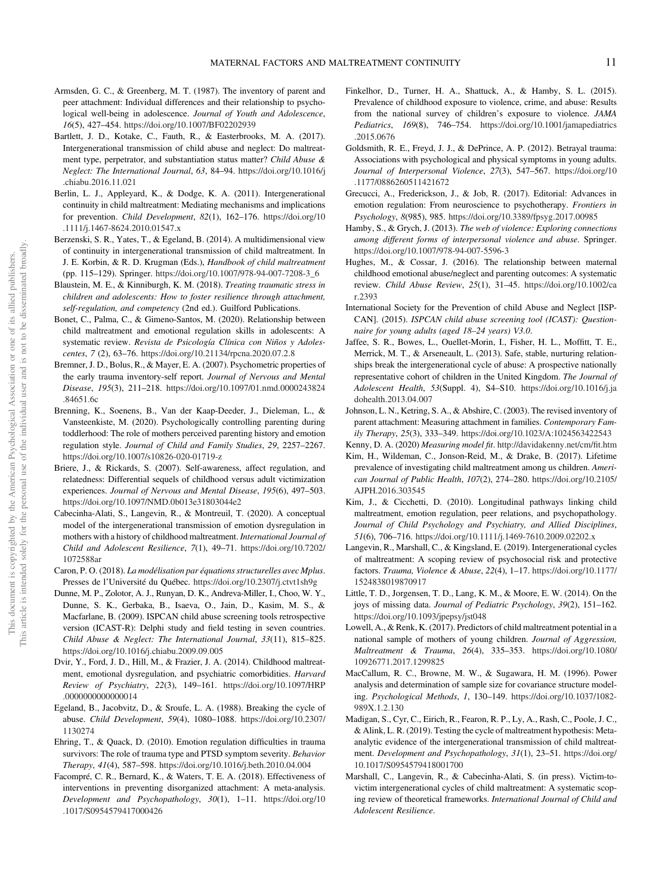Armsden, G. C., & Greenberg, M. T. (1987). The inventory of parent and peer attachment: Individual differences and their relationship to psychological well-being in adolescence. *Journal of Youth and Adolescence*, *16*(5), 427–454. https://doi.org/10.1007/BF02202939

Bartlett, J. D., Kotake, C., Fauth, R., & Easterbrooks, M. A. (2017). Intergenerational transmission of child abuse and neglect: Do maltreatment type, perpetrator, and substantiation status matter? *Child Abuse & Neglect: The International Journal*, *63*, 84–94. https://doi.org/10.1016/j.chiabu.2016.11.021

Berlin, L. J., Appleyard, K., & Dodge, K. A. (2011). Intergenerational continuity in child maltreatment: Mediating mechanisms and implications for prevention. *Child Development*, *82*(1), 162–176. https://doi.org/10.1111/j.1467-8624.2010.01547.x

Berzenski, S. R., Yates, T., & Egeland, B. (2014). A multidimensional view of continuity in intergenerational transmission of child maltreatment. In J. E. Korbin, & R. D. Krugman (Eds.), *Handbook of child maltreatment* (pp. 115–129). Springer. https://doi.org/10.1007/978-94-007-7208-3_6

Blaustein, M. E., & Kinniburgh, K. M. (2018). *Treating traumatic stress in children and adolescents: How to foster resilience through attachment, self-regulation, and competency* (2nd ed.). Guilford Publications.

Bonet, C., Palma, C., & Gimeno-Santos, M. (2020). Relationship between child maltreatment and emotional regulation skills in adolescents: A systematic review. *Revista de Psicología Clínica con Niños y Adolescentes*, *7* (2), 63–76. https://doi.org/10.21134/rpcna.2020.07.2.8

Bremner, J. D., Bolus, R., & Mayer, E. A. (2007). Psychometric properties of the early trauma inventory-self report. *Journal of Nervous and Mental Disease*, *195*(3), 211–218. https://doi.org/10.1097/01.nmd.0000243824.84651.6c

Brenning, K., Soenens, B., Van der Kaap-Deeder, J., Dieleman, L., & Vansteenkiste, M. (2020). Psychologically controlling parenting during toddlerhood: The role of mothers perceived parenting history and emotion regulation style. *Journal of Child and Family Studies*, *29*, 2257–2267. https://doi.org/10.1007/s10826-020-01719-z

Briere, J., & Rickards, S. (2007). Self-awareness, affect regulation, and relatedness: Differential sequels of childhood versus adult victimization experiences. *Journal of Nervous and Mental Disease*, *195*(6), 497–503. https://doi.org/10.1097/NMD.0b013e31803044e2

Cabecinha-Alati, S., Langevin, R., & Montreuil, T. (2020). A conceptual model of the intergenerational transmission of emotion dysregulation in mothers with a history of childhood maltreatment. *International Journal of Child and Adolescent Resilience*, *7*(1), 49–71. https://doi.org/10.7202/1072588ar

Caron, P. O. (2018). *La modélisation par équations structurelles avec Mplus*. Presses de l'Université du Québec. https://doi.org/10.2307/j.ctvt1sh9g

Dunne, M. P., Zolotor, A. J., Runyan, D. K., Andreva-Miller, I., Choo, W. Y., Dunne, S. K., Gerbaka, B., Isaeva, O., Jain, D., Kasim, M. S., & Macfarlane, B. (2009). ISPCAN child abuse screening tools retrospective version (ICAST-R): Delphi study and field testing in seven countries. *Child Abuse & Neglect: The International Journal*, *33*(11), 815–825. https://doi.org/10.1016/j.chiabu.2009.09.005

Dvir, Y., Ford, J. D., Hill, M., & Frazier, J. A. (2014). Childhood maltreatment, emotional dysregulation, and psychiatric comorbidities. *Harvard Review of Psychiatry*, *22*(3), 149–161. https://doi.org/10.1097/HRP.0000000000000014

Egeland, B., Jacobvitz, D., & Sroufe, L. A. (1988). Breaking the cycle of abuse. *Child Development*, *59*(4), 1080–1088. https://doi.org/10.2307/1130274

Ehring, T., & Quack, D. (2010). Emotion regulation difficulties in trauma survivors: The role of trauma type and PTSD symptom severity. *Behavior Therapy*, *41*(4), 587–598. https://doi.org/10.1016/j.beth.2010.04.004

Facompré, C. R., Bernard, K., & Waters, T. E. A. (2018). Effectiveness of interventions in preventing disorganized attachment: A meta-analysis. *Development and Psychopathology*, *30*(1), 1–11. https://doi.org/10.1017/S0954579417000426

Finkelhor, D., Turner, H. A., Shattuck, A., & Hamby, S. L. (2015). Prevalence of childhood exposure to violence, crime, and abuse: Results from the national survey of children's exposure to violence. *JAMA Pediatrics*, *169*(8), 746–754. https://doi.org/10.1001/jamapediatrics.2015.0676

Goldsmith, R. E., Freyd, J. J., & DePrince, A. P. (2012). Betrayal trauma: Associations with psychological and physical symptoms in young adults. *Journal of Interpersonal Violence*, *27*(3), 547–567. https://doi.org/10.1177/0886260511421672

Grecucci, A., Frederickson, J., & Job, R. (2017). Editorial: Advances in emotion regulation: From neuroscience to psychotherapy. *Frontiers in Psychology*, *8*(985), 985. https://doi.org/10.3389/fpsyg.2017.00985

Hamby, S., & Grych, J. (2013). *The web of violence: Exploring connections among different forms of interpersonal violence and abuse*. Springer. https://doi.org/10.1007/978-94-007-5596-3

Hughes, M., & Cossar, J. (2016). The relationship between maternal childhood emotional abuse/neglect and parenting outcomes: A systematic review. *Child Abuse Review*, *25*(1), 31–45. https://doi.org/10.1002/car.2393

International Society for the Prevention of child Abuse and Neglect [ISPCAN]. (2015). *ISPCAN child abuse screening tool (ICAST): Questionnaire for young adults (aged 18–24 years) V3.0*.

Jaffee, S. R., Bowes, L., Ouellet-Morin, I., Fisher, H. L., Moffitt, T. E., Merrick, M. T., & Arseneault, L. (2013). Safe, stable, nurturing relationships break the intergenerational cycle of abuse: A prospective nationally representative cohort of children in the United Kingdom. *The Journal of Adolescent Health*, *53*(Suppl. 4), S4–S10. https://doi.org/10.1016/j.jadohealth.2013.04.007

Johnson, L. N., Ketring, S. A., & Abshire, C. (2003). The revised inventory of parent attachment: Measuring attachment in families. *Contemporary Family Therapy*, *25*(3), 333–349. https://doi.org/10.1023/A:1024563422543

Kenny, D. A. (2020) *Measuring model fit*. http://davidakenny.net/cm/fit.htm

Kim, H., Wildeman, C., Jonson-Reid, M., & Drake, B. (2017). Lifetime prevalence of investigating child maltreatment among us children. *American Journal of Public Health*, *107*(2), 274–280. https://doi.org/10.2105/AJPH.2016.303545

Kim, J., & Cicchetti, D. (2010). Longitudinal pathways linking child maltreatment, emotion regulation, peer relations, and psychopathology. *Journal of Child Psychology and Psychiatry, and Allied Disciplines*, *51*(6), 706–716. https://doi.org/10.1111/j.1469-7610.2009.02202.x

Langevin, R., Marshall, C., & Kingsland, E. (2019). Intergenerational cycles of maltreatment: A scoping review of psychosocial risk and protective factors. *Trauma, Violence & Abuse*, *22*(4), 1–17. https://doi.org/10.1177/1524838019870917

Little, T. D., Jorgensen, T. D., Lang, K. M., & Moore, E. W. (2014). On the joys of missing data. *Journal of Pediatric Psychology*, *39*(2), 151–162. https://doi.org/10.1093/jpepsy/jst048

Lowell, A., & Renk, K. (2017). Predictors of child maltreatment potential in a national sample of mothers of young children. *Journal of Aggression, Maltreatment & Trauma*, *26*(4), 335–353. https://doi.org/10.1080/10926771.2017.1299825

MacCallum, R. C., Browne, M. W., & Sugawara, H. M. (1996). Power analysis and determination of sample size for covariance structure modeling. *Psychological Methods*, *1*, 130–149. https://doi.org/10.1037/1082-989X.1.2.130

Madigan, S., Cyr, C., Eirich, R., Fearon, R. P., Ly, A., Rash, C., Poole, J. C., & Alink, L. R. (2019). Testing the cycle of maltreatment hypothesis: Meta-analytic evidence of the intergenerational transmission of child maltreatment. *Development and Psychopathology*, *31*(1), 23–51. https://doi.org/10.1017/S0954579418001700

Marshall, C., Langevin, R., & Cabecinha-Alati, S. (in press). Victim-to-victim intergenerational cycles of child maltreatment: A systematic scoping review of theoretical frameworks. *International Journal of Child and Adolescent Resilience*.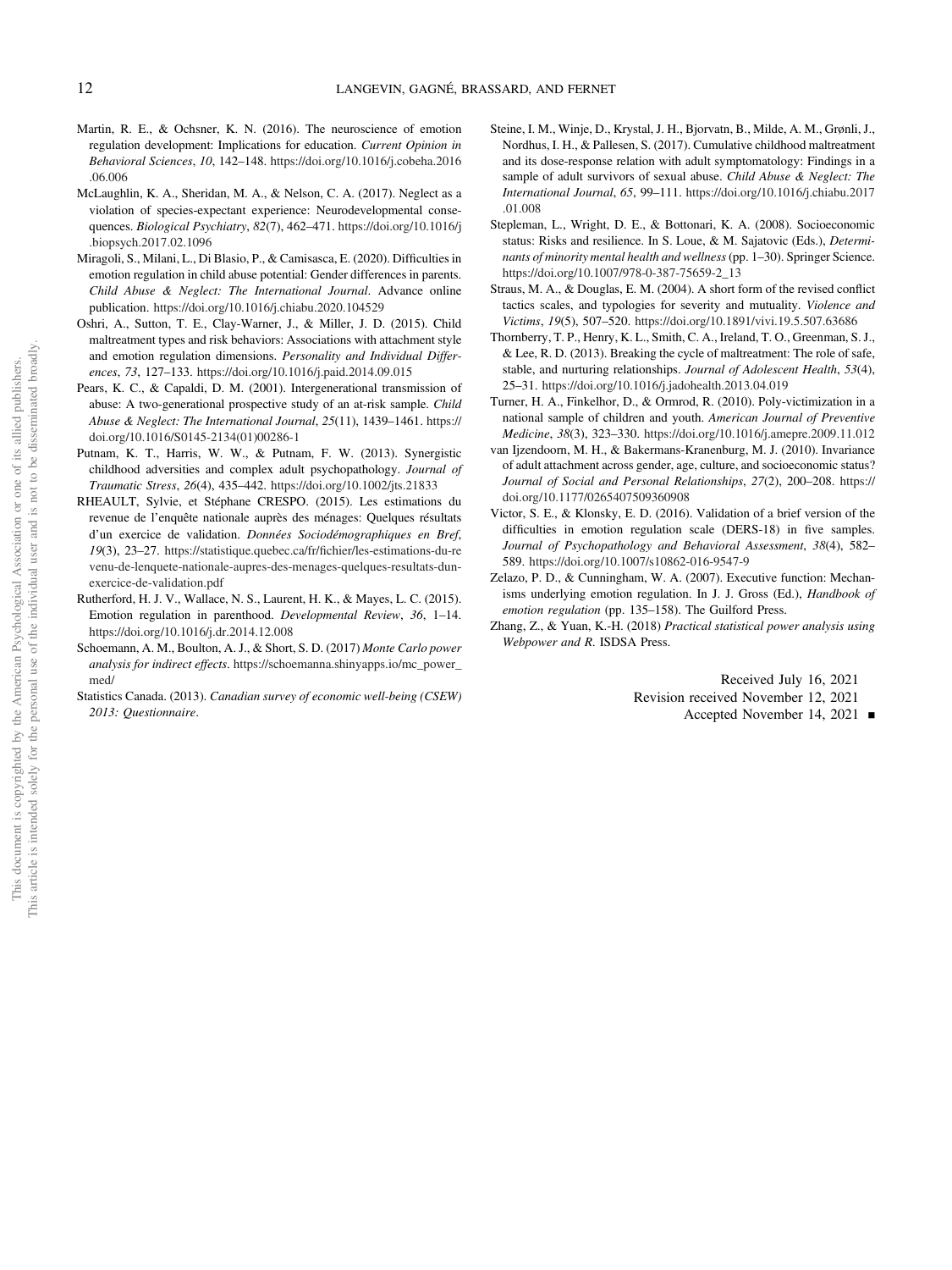Martin, R. E., & Ochsner, K. N. (2016). The neuroscience of emotion regulation development: Implications for education. *Current Opinion in Behavioral Sciences*, *10*, 142–148. https://doi.org/10.1016/j.cobeha.2016.06.006

McLaughlin, K. A., Sheridan, M. A., & Nelson, C. A. (2017). Neglect as a violation of species-expectant experience: Neurodevelopmental consequences. *Biological Psychiatry*, *82*(7), 462–471. https://doi.org/10.1016/j.biopsych.2017.02.1096

Miragoli, S., Milani, L., Di Blasio, P., & Camisasca, E. (2020). Difficulties in emotion regulation in child abuse potential: Gender differences in parents. *Child Abuse & Neglect: The International Journal*. Advance online publication. https://doi.org/10.1016/j.chiabu.2020.104529

Oshri, A., Sutton, T. E., Clay-Warner, J., & Miller, J. D. (2015). Child maltreatment types and risk behaviors: Associations with attachment style and emotion regulation dimensions. *Personality and Individual Differences*, *73*, 127–133. https://doi.org/10.1016/j.paid.2014.09.015

Pears, K. C., & Capaldi, D. M. (2001). Intergenerational transmission of abuse: A two-generational prospective study of an at-risk sample. *Child Abuse & Neglect: The International Journal*, *25*(11), 1439–1461. https://doi.org/10.1016/S0145-2134(01)00286-1

Putnam, K. T., Harris, W. W., & Putnam, F. W. (2013). Synergistic childhood adversities and complex adult psychopathology. *Journal of Traumatic Stress*, *26*(4), 435–442. https://doi.org/10.1002/jts.21833

RHEAULT, Sylvie, et Stéphane CRESPO. (2015). Les estimations du revenue de l'enquête nationale auprès des ménages: Quelques résultats d'un exercice de validation. *Données Sociodémographiques en Bref*, *19*(3), 23–27. https://statistique.quebec.ca/fr/fichier/les-estimations-du-revenu-de-lenquete-nationale-aupres-des-menages-quelques-resultats-dun-exercice-de-validation.pdf

Rutherford, H. J. V., Wallace, N. S., Laurent, H. K., & Mayes, L. C. (2015). Emotion regulation in parenthood. *Developmental Review*, *36*, 1–14. https://doi.org/10.1016/j.dr.2014.12.008

Schoemann, A. M., Boulton, A. J., & Short, S. D. (2017) *Monte Carlo power analysis for indirect effects*. https://schoemanna.shinyapps.io/mc_power_med/

Statistics Canada. (2013). *Canadian survey of economic well-being (CSEW) 2013: Questionnaire*.

Steine, I. M., Winje, D., Krystal, J. H., Bjorvatn, B., Milde, A. M., Grønli, J., Nordhus, I. H., & Pallesen, S. (2017). Cumulative childhood maltreatment and its dose-response relation with adult symptomatology: Findings in a sample of adult survivors of sexual abuse. *Child Abuse & Neglect: The International Journal*, *65*, 99–111. https://doi.org/10.1016/j.chiabu.2017.01.008

Stepleman, L., Wright, D. E., & Bottonari, K. A. (2008). Socioeconomic status: Risks and resilience. In S. Loue, & M. Sajatovic (Eds.), *Determinants of minority mental health and wellness* (pp. 1–30). Springer Science. https://doi.org/10.1007/978-0-387-75659-2_13

Straus, M. A., & Douglas, E. M. (2004). A short form of the revised conflict tactics scales, and typologies for severity and mutuality. *Violence and Victims*, *19*(5), 507–520. https://doi.org/10.1891/vivi.19.5.507.63686

Thornberry, T. P., Henry, K. L., Smith, C. A., Ireland, T. O., Greenman, S. J., & Lee, R. D. (2013). Breaking the cycle of maltreatment: The role of safe, stable, and nurturing relationships. *Journal of Adolescent Health*, *53*(4), 25–31. https://doi.org/10.1016/j.jadohealth.2013.04.019

Turner, H. A., Finkelhor, D., & Ormrod, R. (2010). Poly-victimization in a national sample of children and youth. *American Journal of Preventive Medicine*, *38*(3), 323–330. https://doi.org/10.1016/j.amepre.2009.11.012

van Ijzendoorn, M. H., & Bakermans-Kranenburg, M. J. (2010). Invariance of adult attachment across gender, age, culture, and socioeconomic status? *Journal of Social and Personal Relationships*, *27*(2), 200–208. https://doi.org/10.1177/0265407509360908

Victor, S. E., & Klonsky, E. D. (2016). Validation of a brief version of the difficulties in emotion regulation scale (DERS-18) in five samples. *Journal of Psychopathology and Behavioral Assessment*, *38*(4), 582–589. https://doi.org/10.1007/s10862-016-9547-9

Zelazo, P. D., & Cunningham, W. A. (2007). Executive function: Mechanisms underlying emotion regulation. In J. J. Gross (Ed.), *Handbook of emotion regulation* (pp. 135–158). The Guilford Press.

Zhang, Z., & Yuan, K.-H. (2018) *Practical statistical power analysis using Webpower and R*. ISDSA Press.

Received July 16, 2021
Revision received November 12, 2021
Accepted November 14, 2021 ■